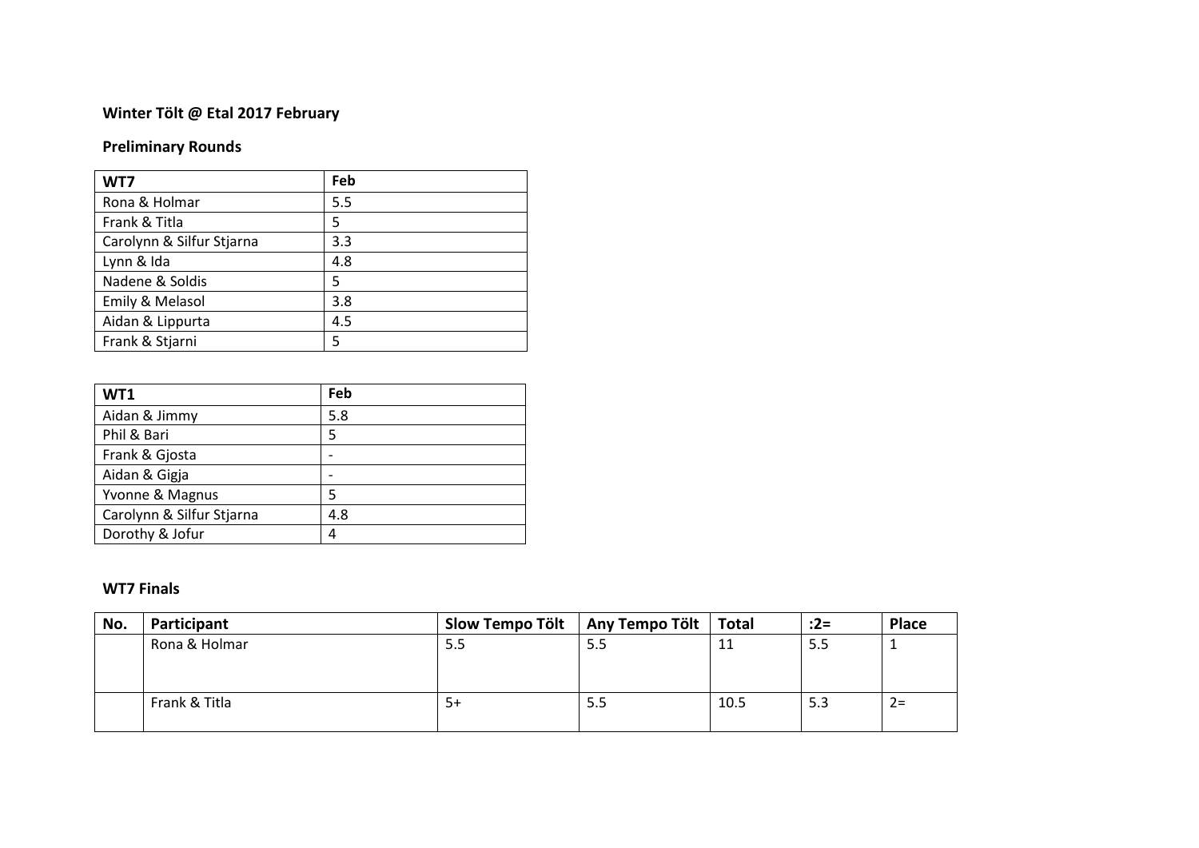**Winter Tölt @ Etal 2017 February**

**Preliminary Rounds**

| WT7 | Feb |
|---|---|
| Rona & Holmar | 5.5 |
| Frank & Titla | 5 |
| Carolynn & Silfur Stjarna | 3.3 |
| Lynn & Ida | 4.8 |
| Nadene & Soldis | 5 |
| Emily & Melasol | 3.8 |
| Aidan & Lippurta | 4.5 |
| Frank & Stjarni | 5 |

| WT1 | Feb |
|---|---|
| Aidan & Jimmy | 5.8 |
| Phil & Bari | 5 |
| Frank & Gjosta | - |
| Aidan & Gigja | - |
| Yvonne & Magnus | 5 |
| Carolynn & Silfur Stjarna | 4.8 |
| Dorothy & Jofur | 4 |

**WT7 Finals**

| No. | Participant | Slow Tempo Tölt | Any Tempo Tölt | Total | :2= | Place |
|---|---|---|---|---|---|---|
| | Rona & Holmar | 5.5 | 5.5 | 11 | 5.5 | 1 |
| | Frank & Titla | 5+ | 5.5 | 10.5 | 5.3 | 2= |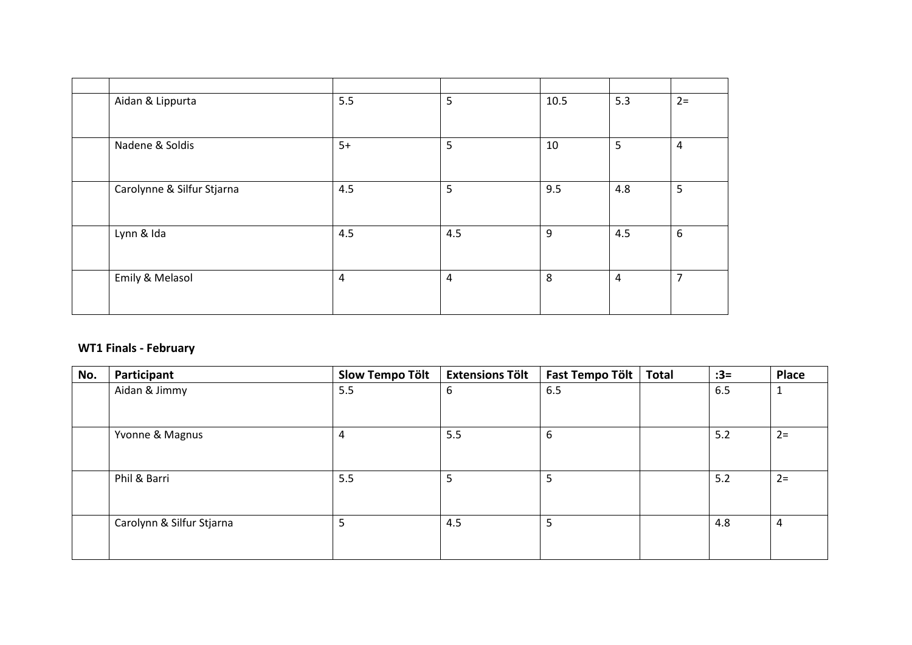| | | | | | | |
|---|---|---|---|---|---|---|
| | Aidan & Lippurta | 5.5 | 5 | 10.5 | 5.3 | 2= |
| | Nadene & Soldis | 5+ | 5 | 10 | 5 | 4 |
| | Carolynne & Silfur Stjarna | 4.5 | 5 | 9.5 | 4.8 | 5 |
| | Lynn & Ida | 4.5 | 4.5 | 9 | 4.5 | 6 |
| | Emily & Melasol | 4 | 4 | 8 | 4 | 7 |

**WT1 Finals - February**

| No. | Participant | Slow Tempo Tölt | Extensions Tölt | Fast Tempo Tölt | Total | :3= | Place |
|---|---|---|---|---|---|---|---|
| | Aidan & Jimmy | 5.5 | 6 | 6.5 | | 6.5 | 1 |
| | Yvonne & Magnus | 4 | 5.5 | 6 | | 5.2 | 2= |
| | Phil & Barri | 5.5 | 5 | 5 | | 5.2 | 2= |
| | Carolynn & Silfur Stjarna | 5 | 4.5 | 5 | | 4.8 | 4 |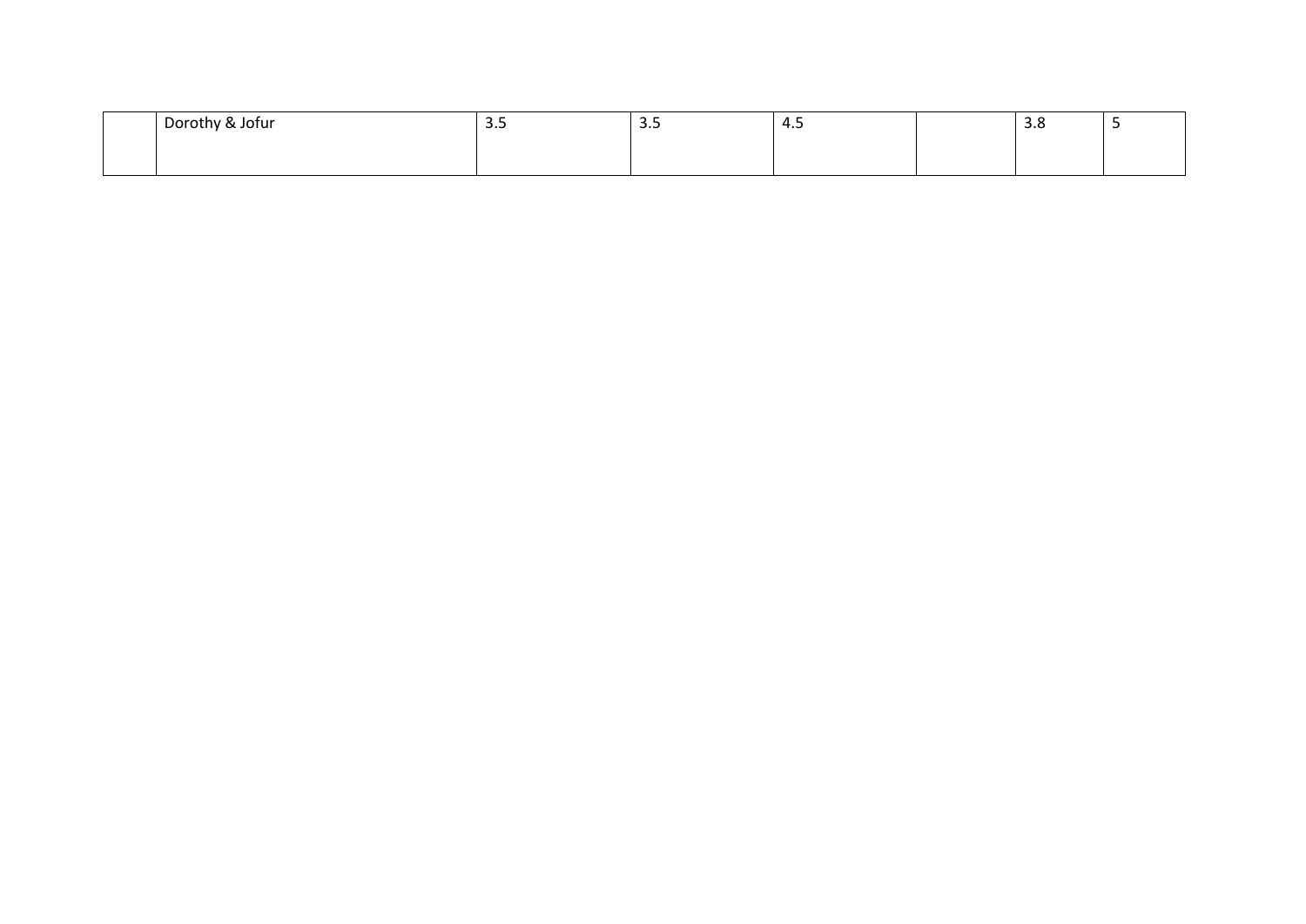| | | | | | | | |
|---|---|---|---|---|---|---|---|
| | Dorothy & Jofur | 3.5 | 3.5 | 4.5 | | 3.8 | 5 |